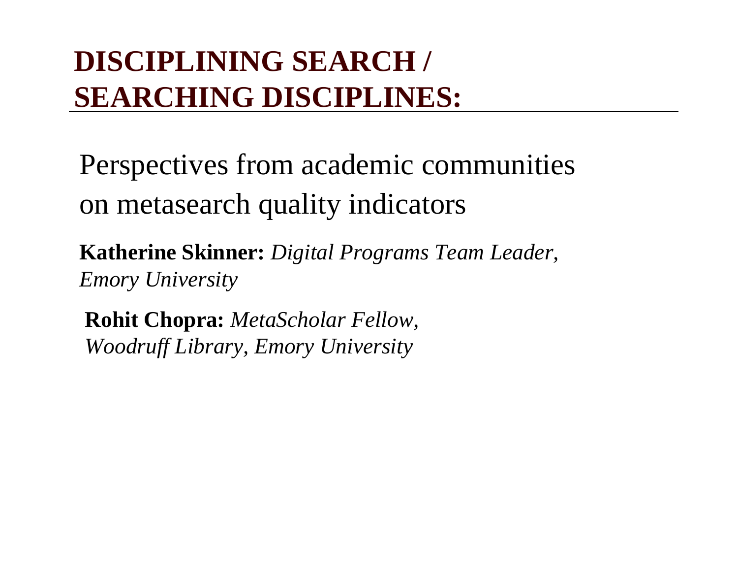# DISCIPLINING SEARCH / SEARCHING DISCIPLINES:

Perspectives from academic communities on metasearch quality indicators

**Katherine Skinner:** *Digital Programs Team Leader, Emory University*

**Rohit Chopra:** *MetaScholar Fellow, Woodruff Library, Emory University*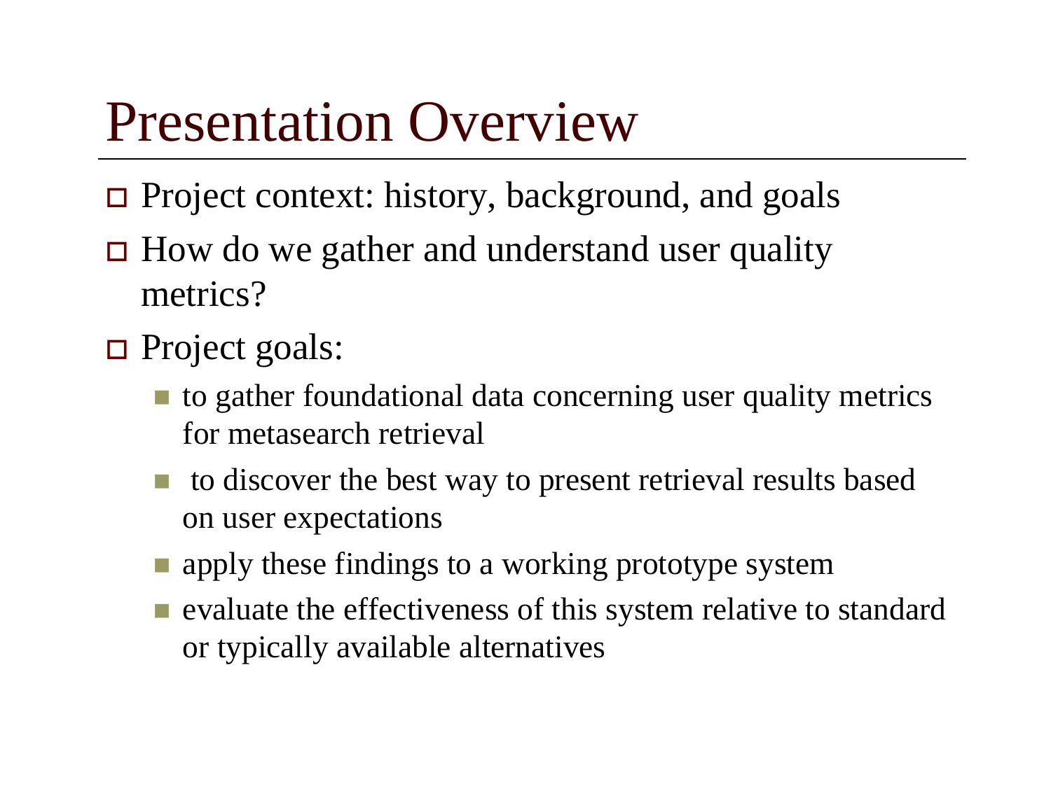# Presentation Overview

- Project context: history, background, and goals
- How do we gather and understand user quality metrics?
- Project goals:
  - to gather foundational data concerning user quality metrics for metasearch retrieval
  - to discover the best way to present retrieval results based on user expectations
  - apply these findings to a working prototype system
  - evaluate the effectiveness of this system relative to standard or typically available alternatives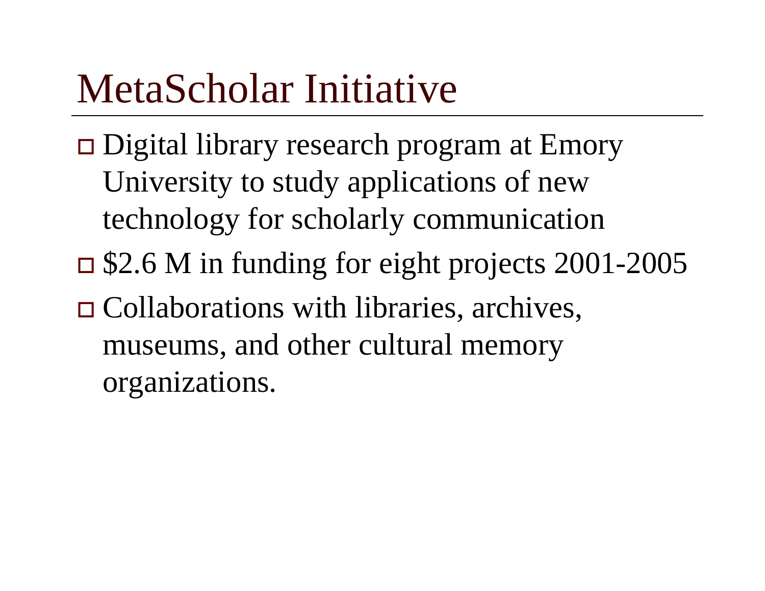# MetaScholar Initiative

- Digital library research program at Emory University to study applications of new technology for scholarly communication
- $2.6 M in funding for eight projects 2001-2005
- Collaborations with libraries, archives, museums, and other cultural memory organizations.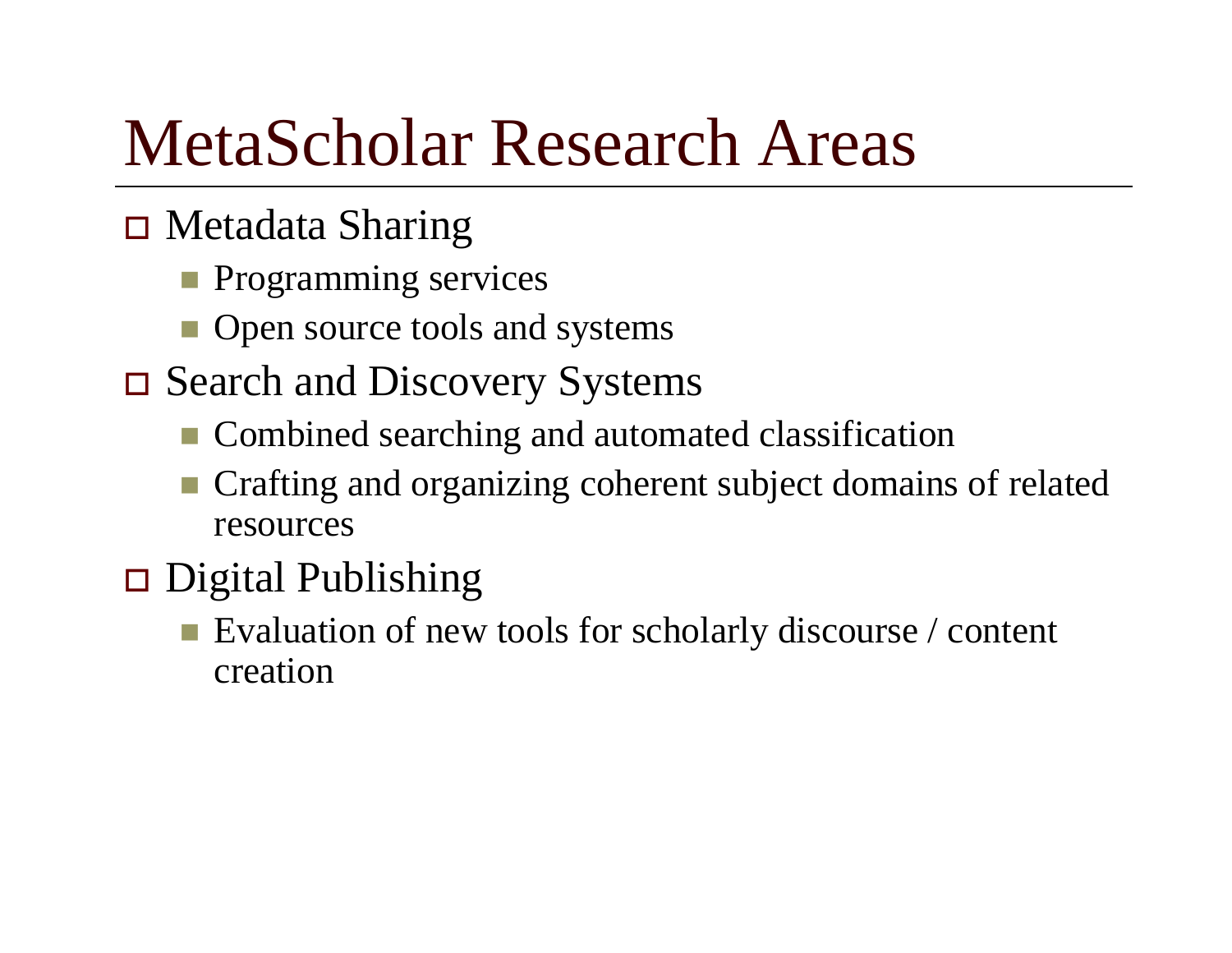# MetaScholar Research Areas

- Metadata Sharing
  - Programming services
  - Open source tools and systems
- Search and Discovery Systems
  - Combined searching and automated classification
  - Crafting and organizing coherent subject domains of related resources
- Digital Publishing
  - Evaluation of new tools for scholarly discourse / content creation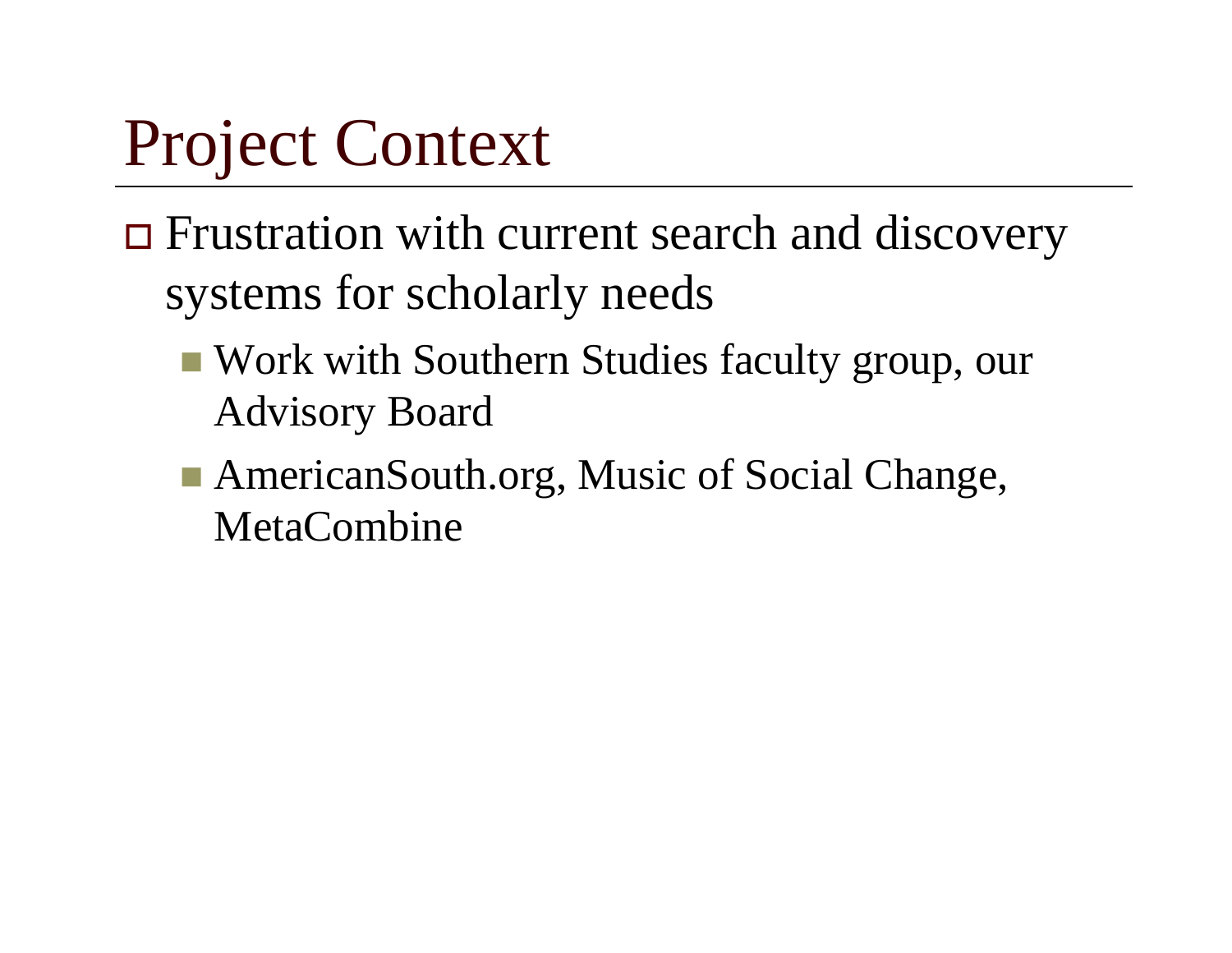# Project Context

- Frustration with current search and discovery systems for scholarly needs
  - Work with Southern Studies faculty group, our Advisory Board
  - AmericanSouth.org, Music of Social Change, MetaCombine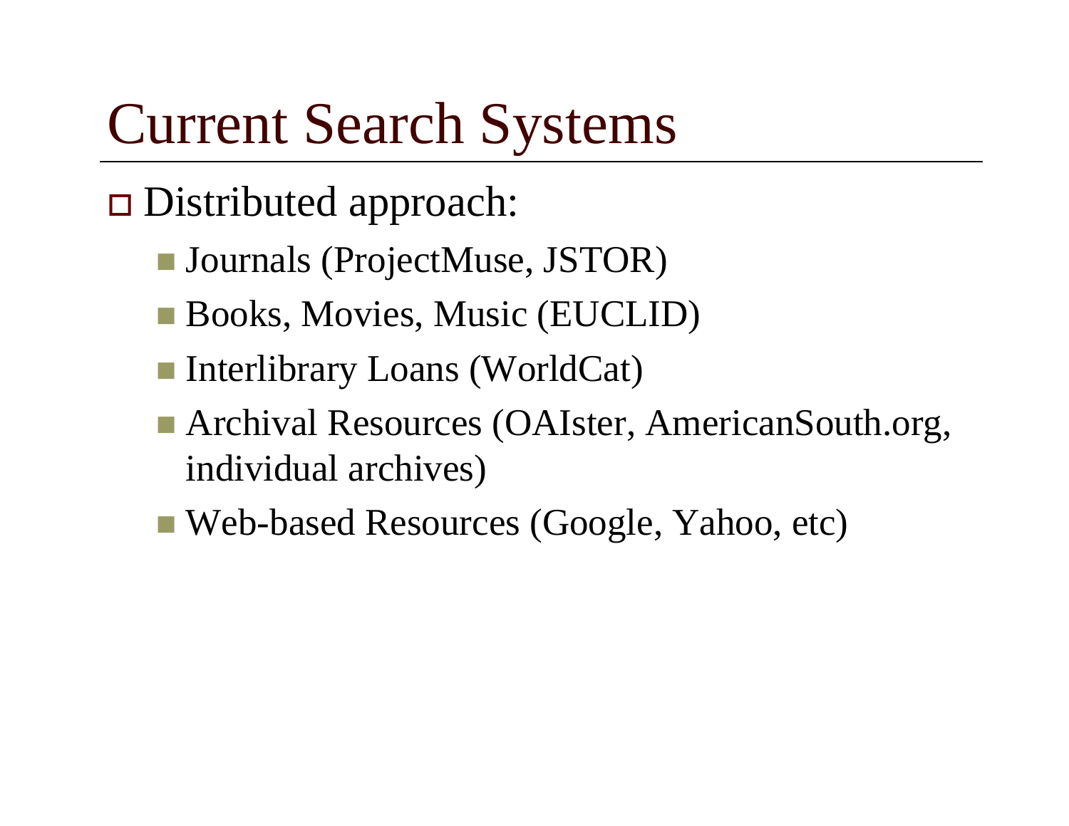# Current Search Systems

- Distributed approach:
  - Journals (ProjectMuse, JSTOR)
  - Books, Movies, Music (EUCLID)
  - Interlibrary Loans (WorldCat)
  - Archival Resources (OAIster, AmericanSouth.org, individual archives)
  - Web-based Resources (Google, Yahoo, etc)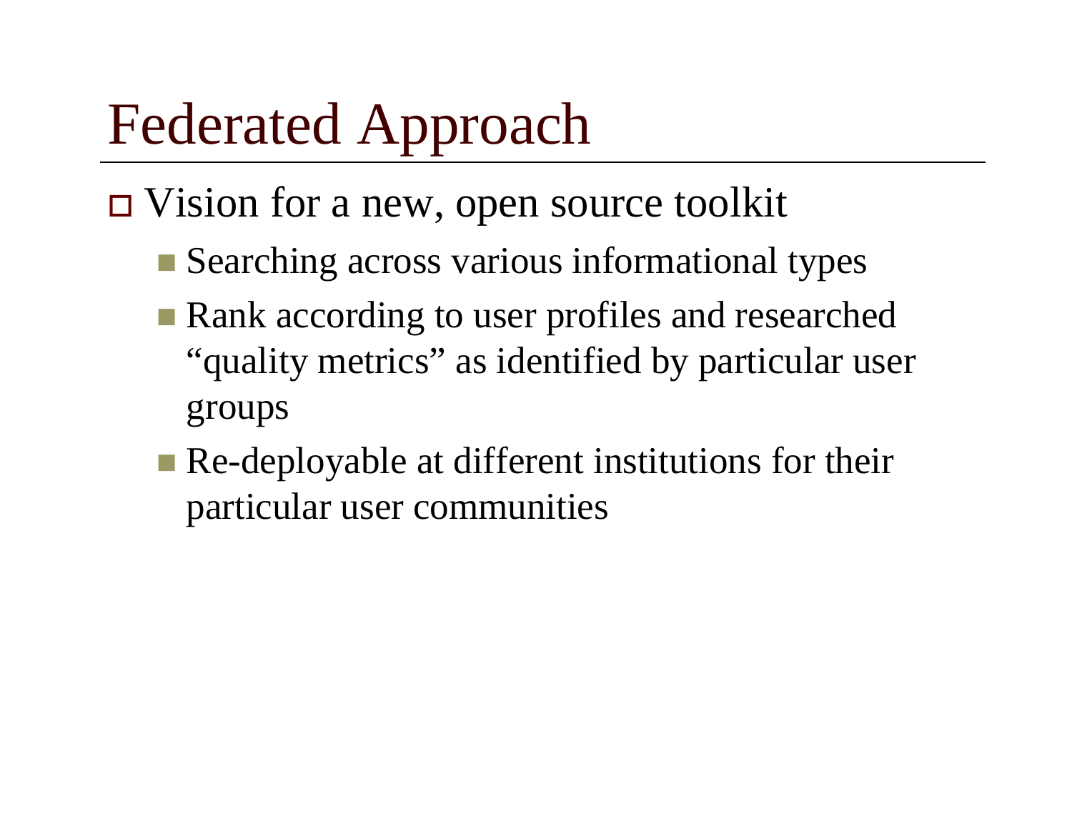# Federated Approach

- Vision for a new, open source toolkit
  - Searching across various informational types
  - Rank according to user profiles and researched "quality metrics" as identified by particular user groups
  - Re-deployable at different institutions for their particular user communities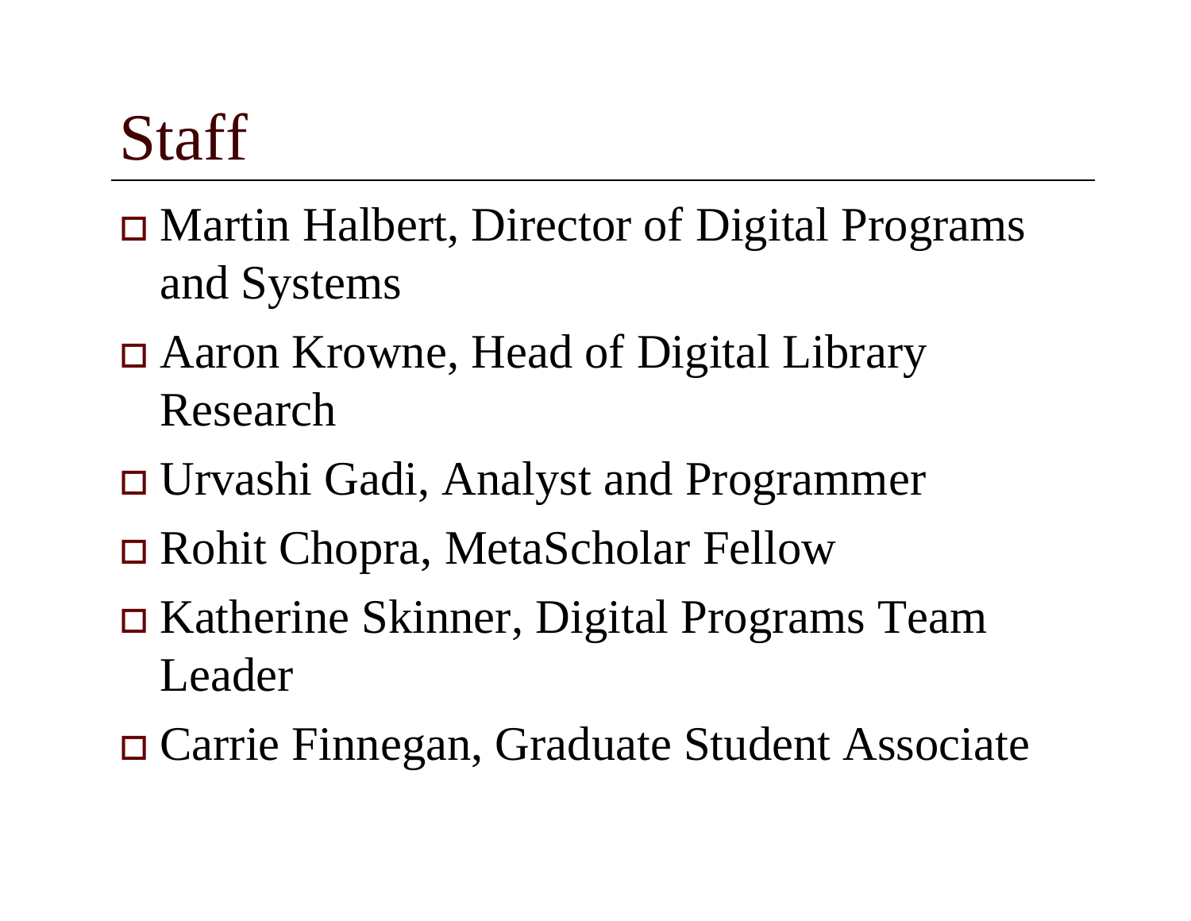# Staff

- Martin Halbert, Director of Digital Programs and Systems
- Aaron Krowne, Head of Digital Library Research
- Urvashi Gadi, Analyst and Programmer
- Rohit Chopra, MetaScholar Fellow
- Katherine Skinner, Digital Programs Team Leader
- Carrie Finnegan, Graduate Student Associate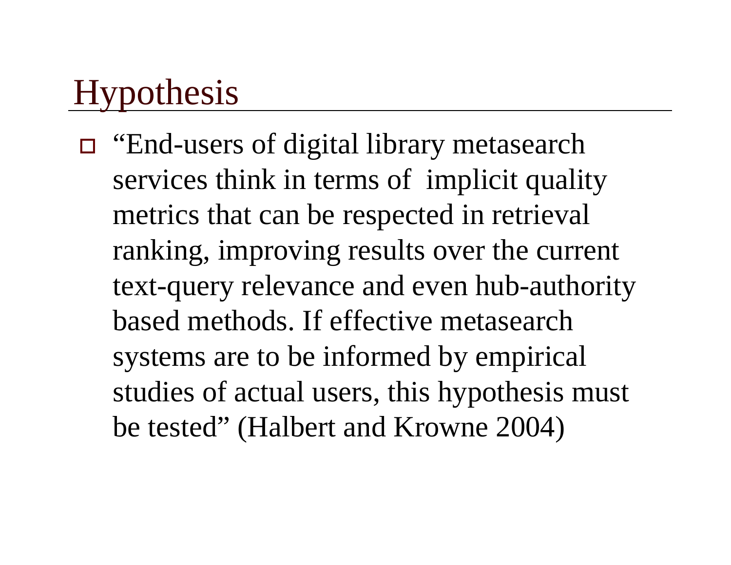# Hypothesis

- "End-users of digital library metasearch services think in terms of implicit quality metrics that can be respected in retrieval ranking, improving results over the current text-query relevance and even hub-authority based methods. If effective metasearch systems are to be informed by empirical studies of actual users, this hypothesis must be tested" (Halbert and Krowne 2004)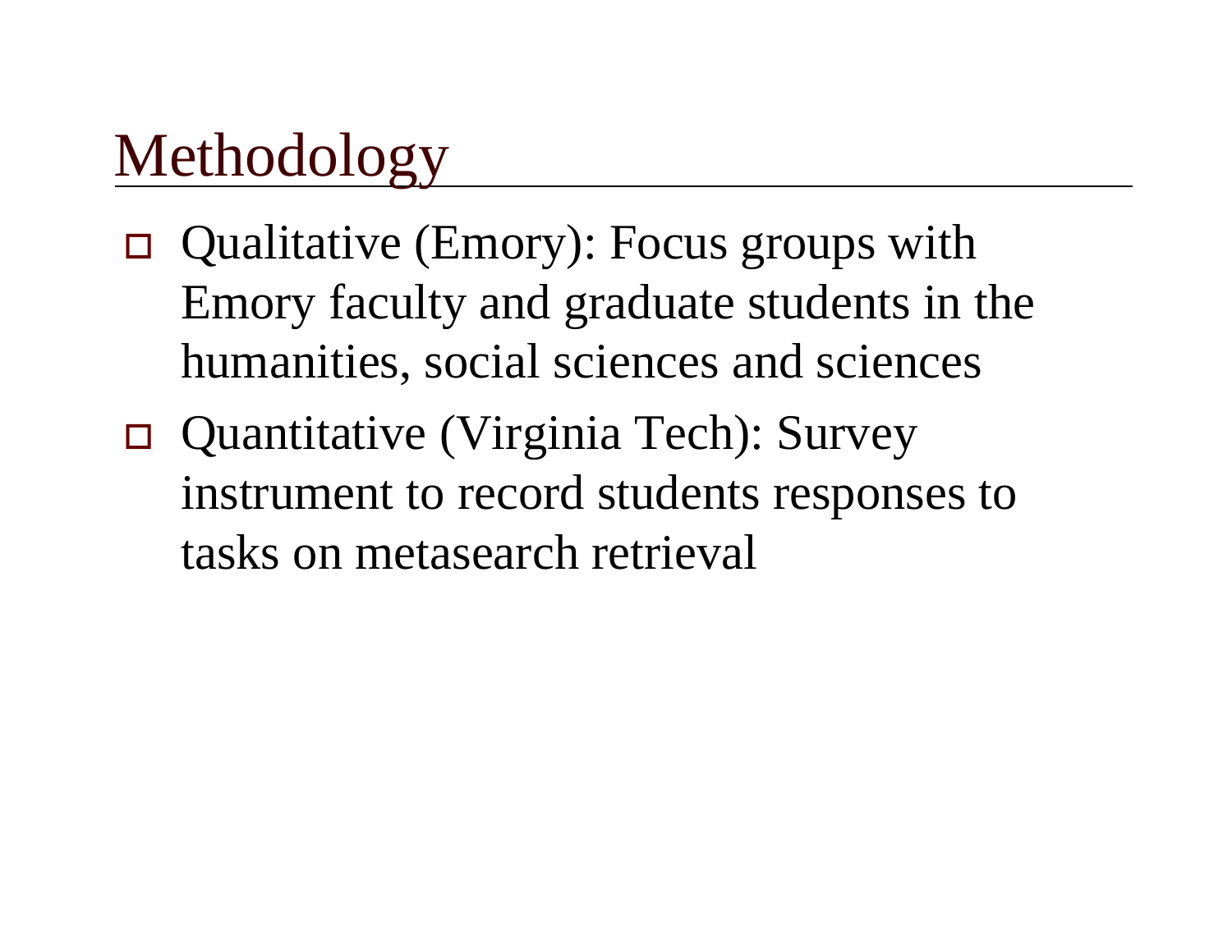# Methodology

- Qualitative (Emory): Focus groups with Emory faculty and graduate students in the humanities, social sciences and sciences
- Quantitative (Virginia Tech): Survey instrument to record students responses to tasks on metasearch retrieval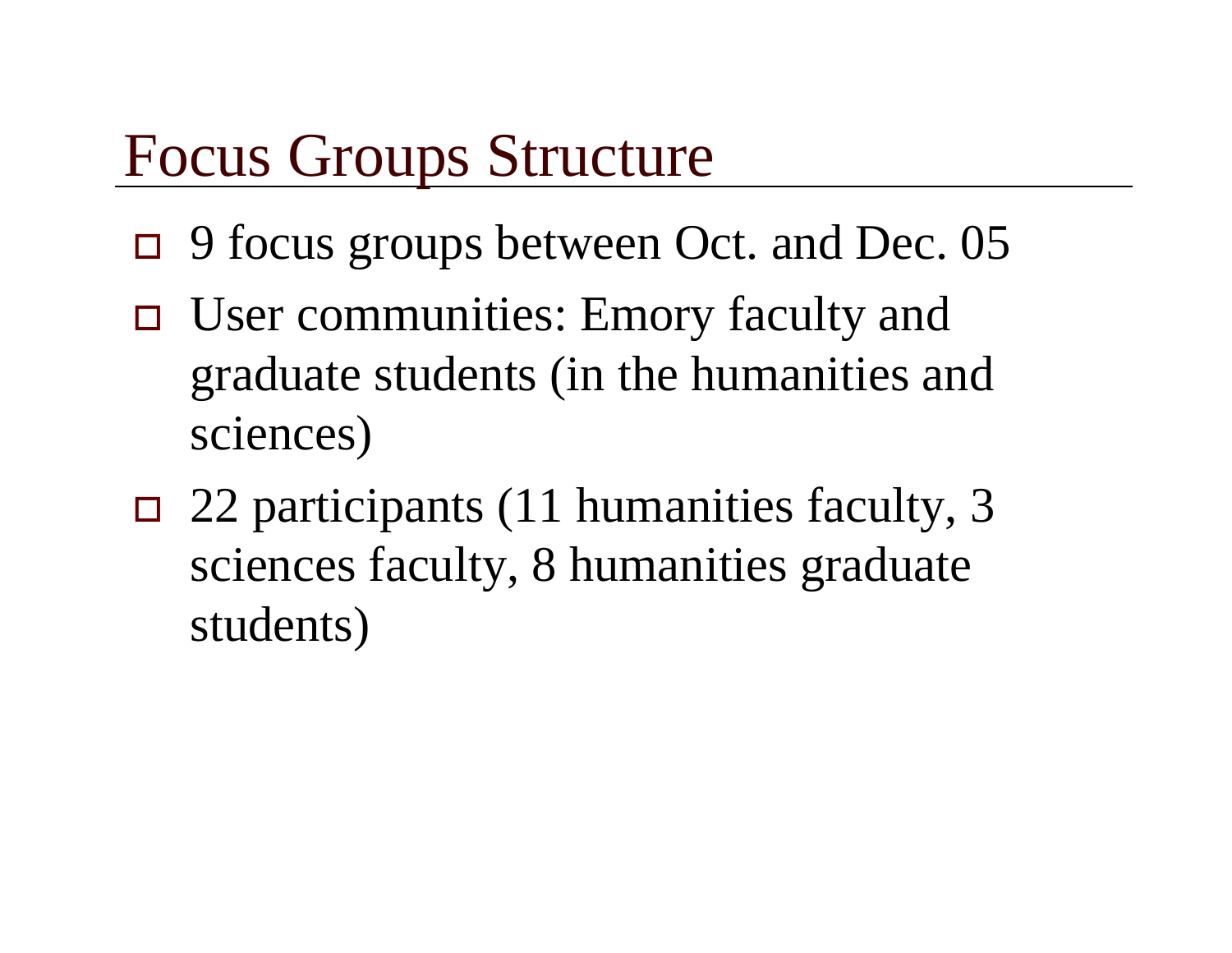# Focus Groups Structure

- 9 focus groups between Oct. and Dec. 05
- User communities: Emory faculty and graduate students (in the humanities and sciences)
- 22 participants (11 humanities faculty, 3 sciences faculty, 8 humanities graduate students)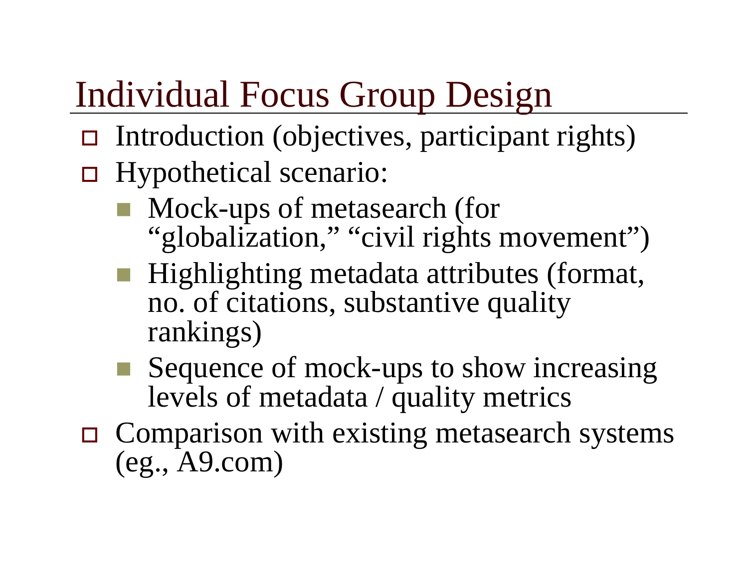# Individual Focus Group Design

- Introduction (objectives, participant rights)
- Hypothetical scenario:
  - Mock-ups of metasearch (for "globalization," "civil rights movement")
  - Highlighting metadata attributes (format, no. of citations, substantive quality rankings)
  - Sequence of mock-ups to show increasing levels of metadata / quality metrics
- Comparison with existing metasearch systems (eg., A9.com)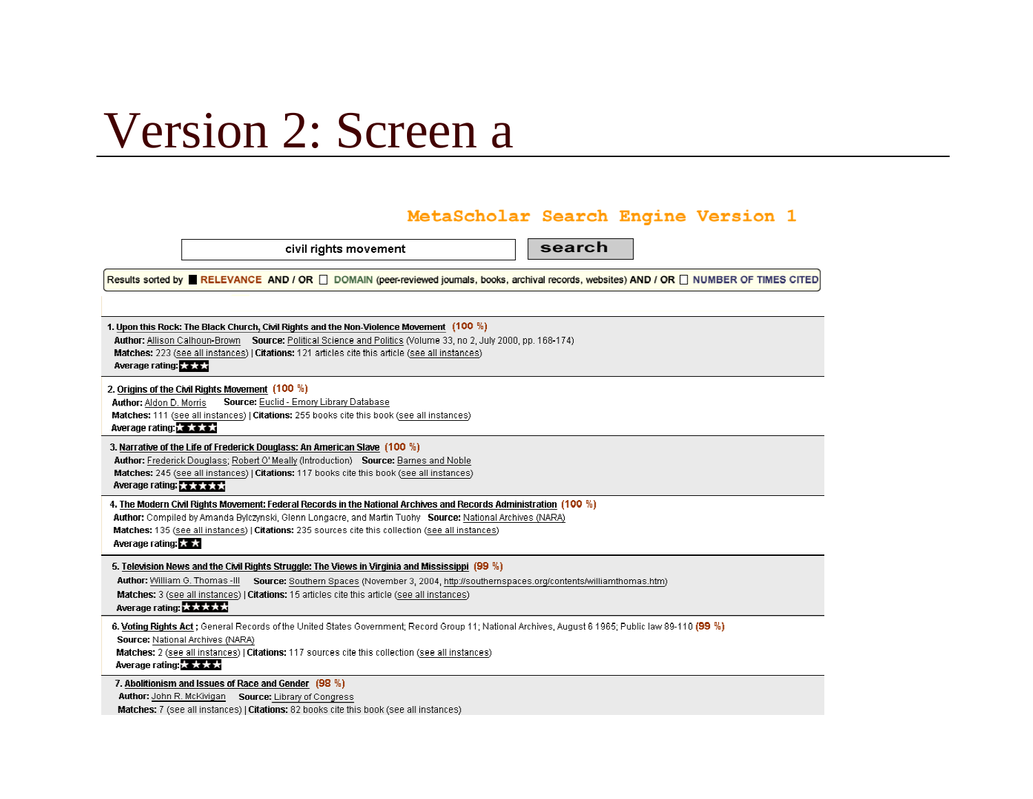# Version 2: Screen a

**MetaScholar Search Engine Version 1**

civil rights movement | **search**

Results sorted by ■ **RELEVANCE** **AND / OR** □ **DOMAIN** (peer-reviewed journals, books, archival records, websites) **AND / OR** □ **NUMBER OF TIMES CITED**

1. **Upon this Rock: The Black Church, Civil Rights and the Non-Violence Movement** (100 %)
   **Author:** Allison Calhoun-Brown **Source:** Political Science and Politics (Volume 33, no 2, July 2000, pp. 168-174)
   **Matches:** 223 (see all instances) | **Citations:** 121 articles cite this article (see all instances)
   **Average rating:** ★★★

2. **Origins of the Civil Rights Movement** (100 %)
   **Author:** Aldon D. Morris **Source:** Euclid - Emory Library Database
   **Matches:** 111 (see all instances) | **Citations:** 255 books cite this book (see all instances)
   **Average rating:** ★★★★

3. **Narrative of the Life of Frederick Douglass: An American Slave** (100 %)
   **Author:** Frederick Douglass; Robert O' Meally (Introduction) **Source:** Barnes and Noble
   **Matches:** 245 (see all instances) | **Citations:** 117 books cite this book (see all instances)
   **Average rating:** ★★★★★

4. **The Modern Civil Rights Movement: Federal Records in the National Archives and Records Administration** (100 %)
   **Author:** Compiled by Amanda Bylczynski, Glenn Longacre, and Martin Tuohy **Source:** National Archives (NARA)
   **Matches:** 135 (see all instances) | **Citations:** 235 sources cite this collection (see all instances)
   **Average rating:** ★★

5. **Television News and the Civil Rights Struggle: The Views in Virginia and Mississippi** (99 %)
   **Author:** William G. Thomas -III **Source:** Southern Spaces (November 3, 2004, http://southernspaces.org/contents/williamthomas.htm)
   **Matches:** 3 (see all instances) | **Citations:** 15 articles cite this article (see all instances)
   **Average rating:** ★★★★★

6. **Voting Rights Act**; General Records of the United States Government; Record Group 11; National Archives, August 6 1965; Public law 89-110 (99 %)
   **Source:** National Archives (NARA)
   **Matches:** 2 (see all instances) | **Citations:** 117 sources cite this collection (see all instances)
   **Average rating:** ★★★★

7. **Abolitionism and Issues of Race and Gender** (98 %)
   **Author:** John R. McKivigan **Source:** Library of Congress
   **Matches:** 7 (see all instances) | **Citations:** 82 books cite this book (see all instances)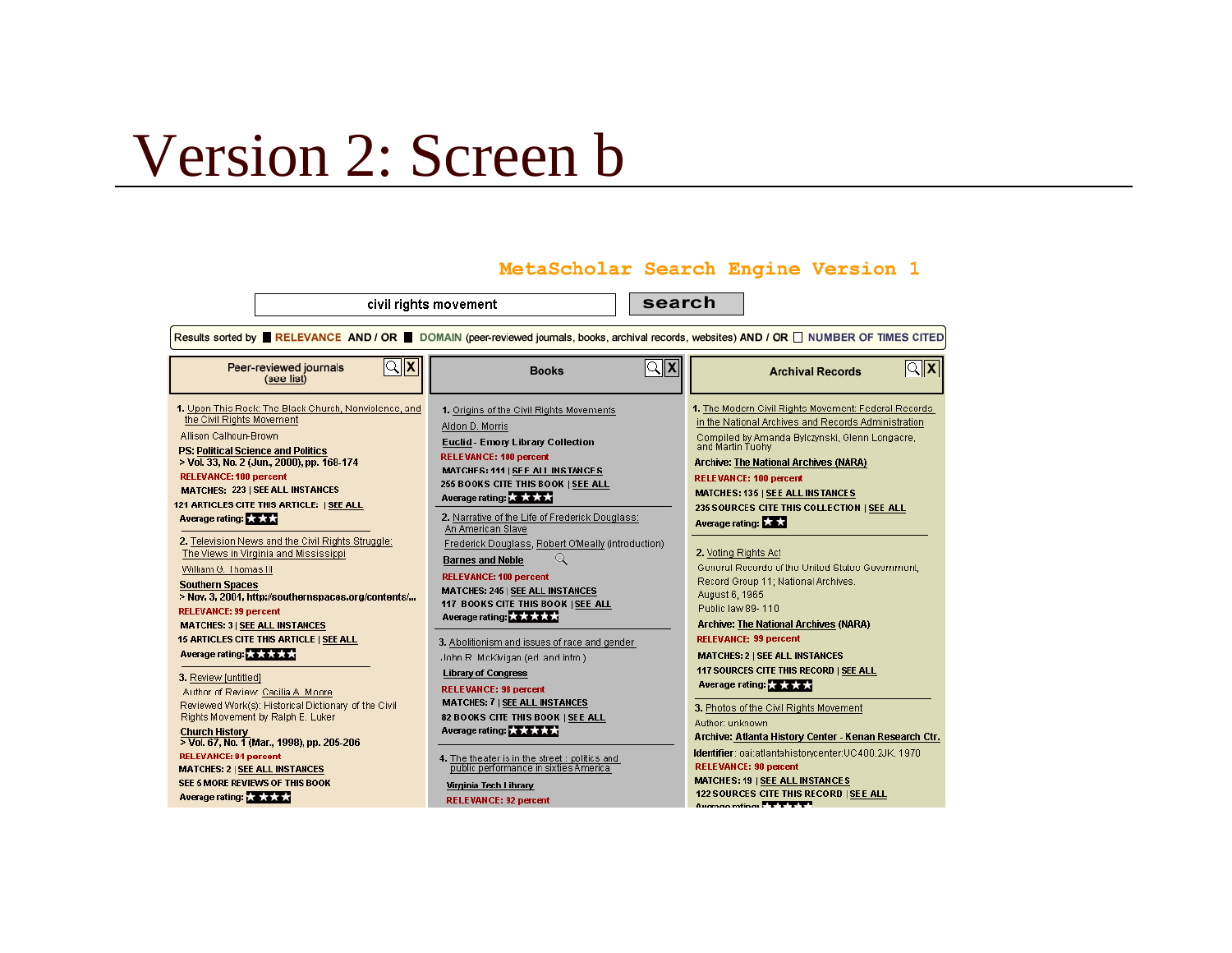# Version 2: Screen b

**MetaScholar Search Engine Version 1**

civil rights movement | **search**

Results sorted by ■ **RELEVANCE** **AND / OR** ■ **DOMAIN** (peer-reviewed journals, books, archival records, websites) **AND / OR** □ **NUMBER OF TIMES CITED**

## Peer-reviewed journals
(see list)

1. Upon This Rock: The Black Church, Nonviolence, and the Civil Rights Movement
   Allison Calhoun-Brown
   PS: Political Science and Politics
   > Vol. 33, No. 2 (Jun., 2000), pp. 168-174
   RELEVANCE: 100 percent
   MATCHES: 223 | SEE ALL INSTANCES
   121 ARTICLES CITE THIS ARTICLE: | SEE ALL
   Average rating: ★★★

2. Television News and the Civil Rights Struggle: The Views in Virginia and Mississippi
   William G. Thomas III
   Southern Spaces
   > Nov. 3, 2004, http://southernspaces.org/contents/...
   RELEVANCE: 99 percent
   MATCHES: 3 | SEE ALL INSTANCES
   15 ARTICLES CITE THIS ARTICLE | SEE ALL
   Average rating: ★★★★★

3. Review [untitled]
   Author of Review: Cecilia A. Moore
   Reviewed Work(s): Historical Dictionary of the Civil Rights Movement by Ralph E. Luker
   Church History
   > Vol. 67, No. 1 (Mar., 1998), pp. 205-206
   RELEVANCE: 94 percent
   MATCHES: 2 | SEE ALL INSTANCES
   SEE 5 MORE REVIEWS OF THIS BOOK
   Average rating: ★★★★

## Books

1. Origins of the Civil Rights Movements
   Aldon D. Morris
   Euclid - Emory Library Collection
   RELEVANCE: 100 percent
   MATCHES: 111 | SEE ALL INSTANCES
   255 BOOKS CITE THIS BOOK | SEE ALL
   Average rating: ★★★

2. Narrative of the Life of Frederick Douglass: An American Slave
   Frederick Douglass, Robert O'Meally (introduction)
   Barnes and Noble
   RELEVANCE: 100 percent
   MATCHES: 245 | SEE ALL INSTANCES
   117 BOOKS CITE THIS BOOK | SEE ALL
   Average rating: ★★★★★

3. Abolitionism and issues of race and gender
   John R. McKivigan (ed. and intro.)
   Library of Congress
   RELEVANCE: 98 percent
   MATCHES: 7 | SEE ALL INSTANCES
   82 BOOKS CITE THIS BOOK | SEE ALL
   Average rating: ★★★★★

4. The theater is in the street : politics and public performance in sixties America
   Virginia Tech Library
   RELEVANCE: 92 percent

## Archival Records

1. The Modern Civil Rights Movement: Federal Records in the National Archives and Records Administration
   Compiled by Amanda Bylczynski, Glenn Longacre, and Martin Tuohy
   Archive: The National Archives (NARA)
   RELEVANCE: 100 percent
   MATCHES: 135 | SEE ALL INSTANCES
   235 SOURCES CITE THIS COLLECTION | SEE ALL
   Average rating: ★★

2. Voting Rights Act
   General Records of the United States Government, Record Group 11; National Archives.
   August 6, 1965
   Public law 89- 110
   Archive: The National Archives (NARA)
   RELEVANCE: 99 percent
   MATCHES: 2 | SEE ALL INSTANCES
   117 SOURCES CITE THIS RECORD | SEE ALL
   Average rating: ★★★★

3. Photos of the Civil Rights Movement
   Author: unknown
   Archive: Atlanta History Center - Kenan Research Ctr.
   Identifier: oai:atlantahistorycenter:UC400.2JK. 1970
   RELEVANCE: 90 percent
   MATCHES: 19 | SEE ALL INSTANCES
   122 SOURCES CITE THIS RECORD | SEE ALL
   Average rating: ★★★★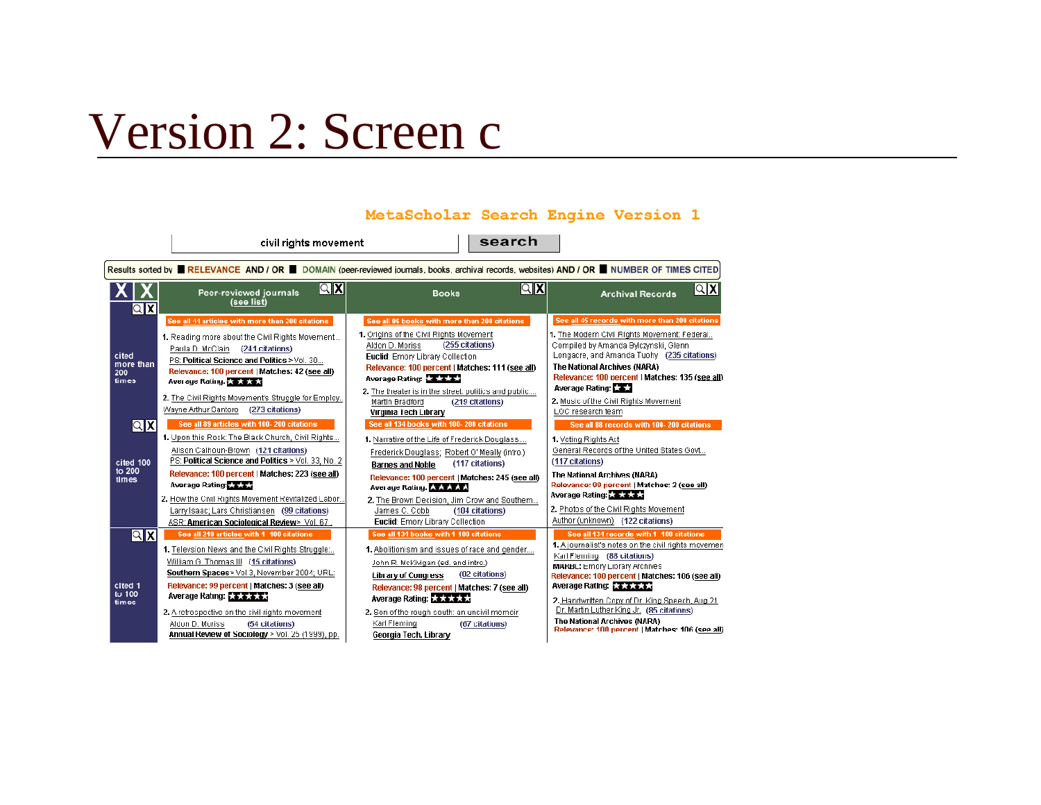# Version 2: Screen c

**MetaScholar Search Engine Version 1**

civil rights movement | search

Results sorted by ■ RELEVANCE AND / OR ■ DOMAIN (peer-reviewed journals, books, archival records, websites) AND / OR ■ NUMBER OF TIMES CITED

| | Peer-reviewed journals (see list) | Books | Archival Records |
|---|---|---|---|
| cited more than 200 times | See all 44 articles with more than 200 citations<br><br>1. Reading more about the Civil Rights Movement..<br>Paula D. McClain (241 citations)<br>PS: Political Science and Politics > Vol. 30...<br>Relevance: 100 percent \| Matches: 42 (see all)<br>Average Rating: ★★★★<br><br>2. The Civil Rights Movement's Struggle for Employ..<br>Wayne Arthur Santoro (273 citations) | See all 96 books with more than 200 citations<br><br>1. Origins of the Civil Rights Movement<br>Aldon D. Morris (255 citations)<br>Euclid Emory Library Collection<br>Relevance: 100 percent \| Matches: 111 (see all)<br>Average Rating: ★★★★<br><br>2. The theater is in the street: politics and public...<br>Martin Bradford (219 citations)<br>Virginia Tech Library | See all 45 records with more than 200 citations<br><br>1. The Modern Civil Rights Movement: Federal..<br>Compiled by Amanda Bylczynski, Glenn Longacre, and Amanda Tuohy (235 citations)<br>The National Archives (NARA)<br>Relevance: 100 percent \| Matches: 135 (see all)<br>Average Rating: ★★<br><br>2. Music of the Civil Rights Movement<br>LOC research team |
| cited 100 to 200 times | See all 89 articles with 100- 200 citations<br><br>1. Upon this Rock: The Black Church, Civil Rights...<br>Alison Calhoun-Brown (121 citations)<br>PS: Political Science and Politics > Vol. 33, No. 2<br>Relevance: 100 percent \| Matches: 223 (see all)<br>Average Rating: ★★★<br><br>2. How the Civil Rights Movement Revitalized Labor...<br>Larry Isaac; Lars Christiansen (99 citations)<br>ASR: American Sociological Review > Vol. 67.. | See all 134 books with 100- 200 citations<br><br>1. Narrative of the Life of Frederick Douglass....<br>Frederick Douglass; Robert O' Meally (intro.)<br>Barnes and Noble (117 citations)<br>Relevance: 100 percent \| Matches: 245 (see all)<br>Average Rating: ★★★★★<br><br>2. The Brown Decision, Jim Crow and Southern...<br>James C. Cobb (104 citations)<br>Euclid Emory Library Collection | See all 88 records with 100- 200 citations<br><br>1. Voting Rights Act<br>General Records of the United States Govt...<br>(117 citations)<br>The National Archives (NARA)<br>Relevance: 99 percent \| Matches: 2 (see all)<br>Average Rating: ★★★★<br><br>2. Photos of the Civil Rights Movement<br>Author (unknown) (122 citations) |
| cited 1 to 100 times | See all 219 articles with 1- 100 citations<br><br>1. Television News and the Civil Rights Struggle:..<br>William G. Thomas III (15 citations)<br>Southern Spaces > Vol 3, November 2004; URL:<br>Relevance: 99 percent \| Matches: 3 (see all)<br>Average Rating: ★★★★★<br><br>2. A retrospective on the civil rights movement<br>Aldon D. Morris (54 citations)<br>Annual Review of Sociology > Vol. 25 (1999), pp. | See all 131 books with 1- 100 citations<br><br>1. Abolitionism and issues of race and gender....<br>John R. McKivigan (ed. and intro.)<br>Library of Congress (92 citations)<br>Relevance: 98 percent \| Matches: 7 (see all)<br>Average Rating: ★★★★★<br><br>2. Son of the rough south: an uncivil memoir<br>Karl Fleming (67 citations)<br>Georgia Tech. Library | See all 134 records with 1- 100 citations<br><br>1. A journalist's notes on the civil rights movemen<br>Karl Fleming (88 citations)<br>MARBL: Emory Library Archives<br>Relevance: 100 percent \| Matches: 106 (see all)<br>Average Rating: ★★★★★<br><br>2. Handwritten Copy of Dr. King Speech, Aug 21<br>Dr. Martin Luther King Jr. (85 citations)<br>The National Archives (NARA)<br>Relevance: 100 percent \| Matches: 106 (see all) |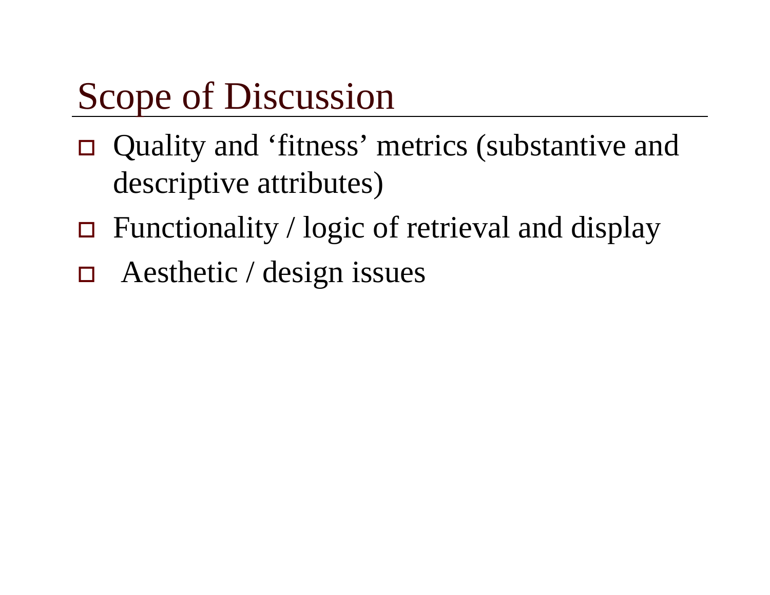# Scope of Discussion

- Quality and ‘fitness’ metrics (substantive and descriptive attributes)
- Functionality / logic of retrieval and display
- Aesthetic / design issues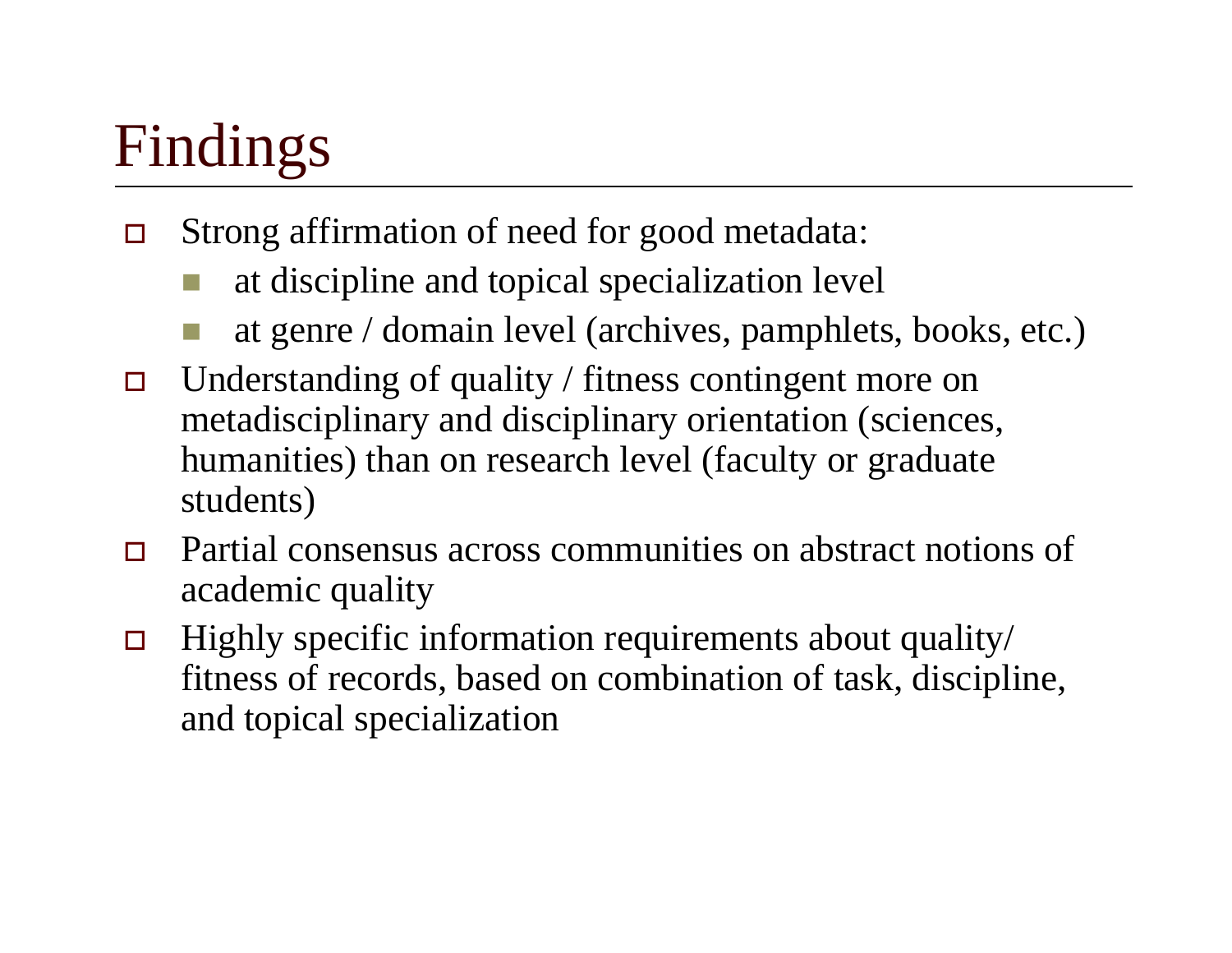# Findings

- Strong affirmation of need for good metadata:
  - at discipline and topical specialization level
  - at genre / domain level (archives, pamphlets, books, etc.)
- Understanding of quality / fitness contingent more on metadisciplinary and disciplinary orientation (sciences, humanities) than on research level (faculty or graduate students)
- Partial consensus across communities on abstract notions of academic quality
- Highly specific information requirements about quality/ fitness of records, based on combination of task, discipline, and topical specialization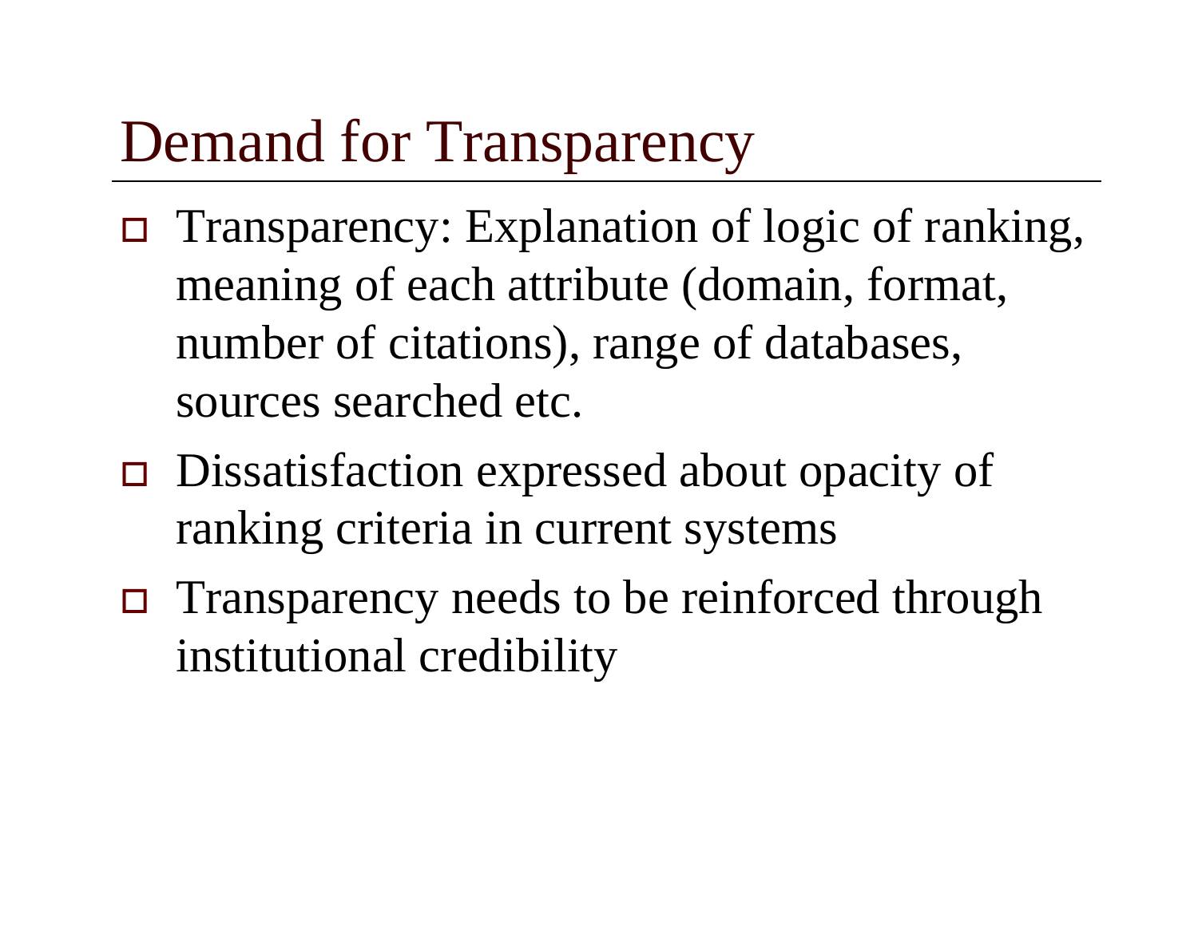# Demand for Transparency

- Transparency: Explanation of logic of ranking, meaning of each attribute (domain, format, number of citations), range of databases, sources searched etc.
- Dissatisfaction expressed about opacity of ranking criteria in current systems
- Transparency needs to be reinforced through institutional credibility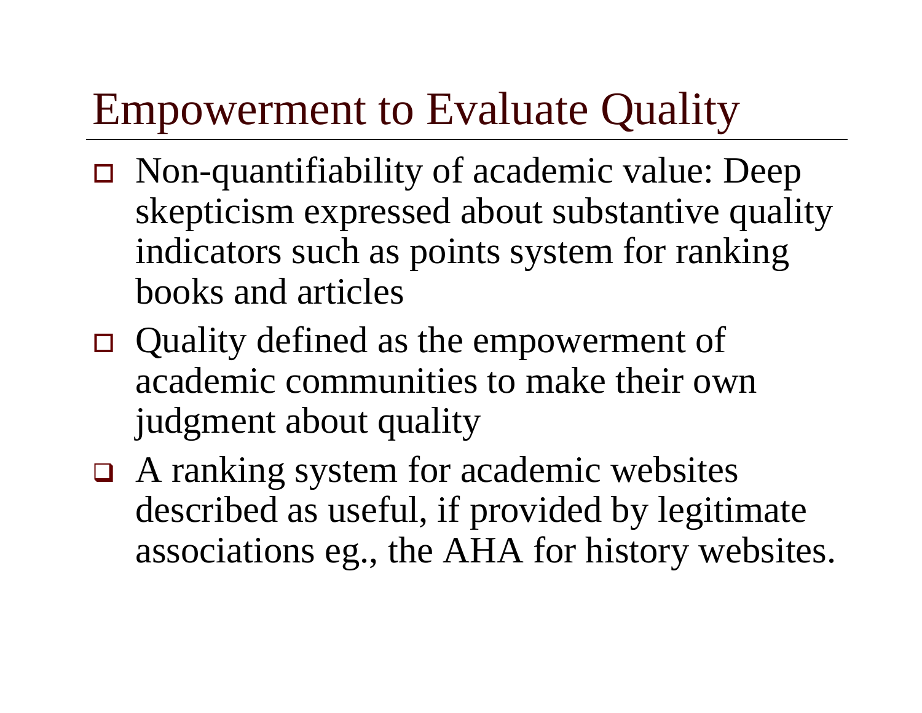# Empowerment to Evaluate Quality

- Non-quantifiability of academic value: Deep skepticism expressed about substantive quality indicators such as points system for ranking books and articles
- Quality defined as the empowerment of academic communities to make their own judgment about quality
- A ranking system for academic websites described as useful, if provided by legitimate associations eg., the AHA for history websites.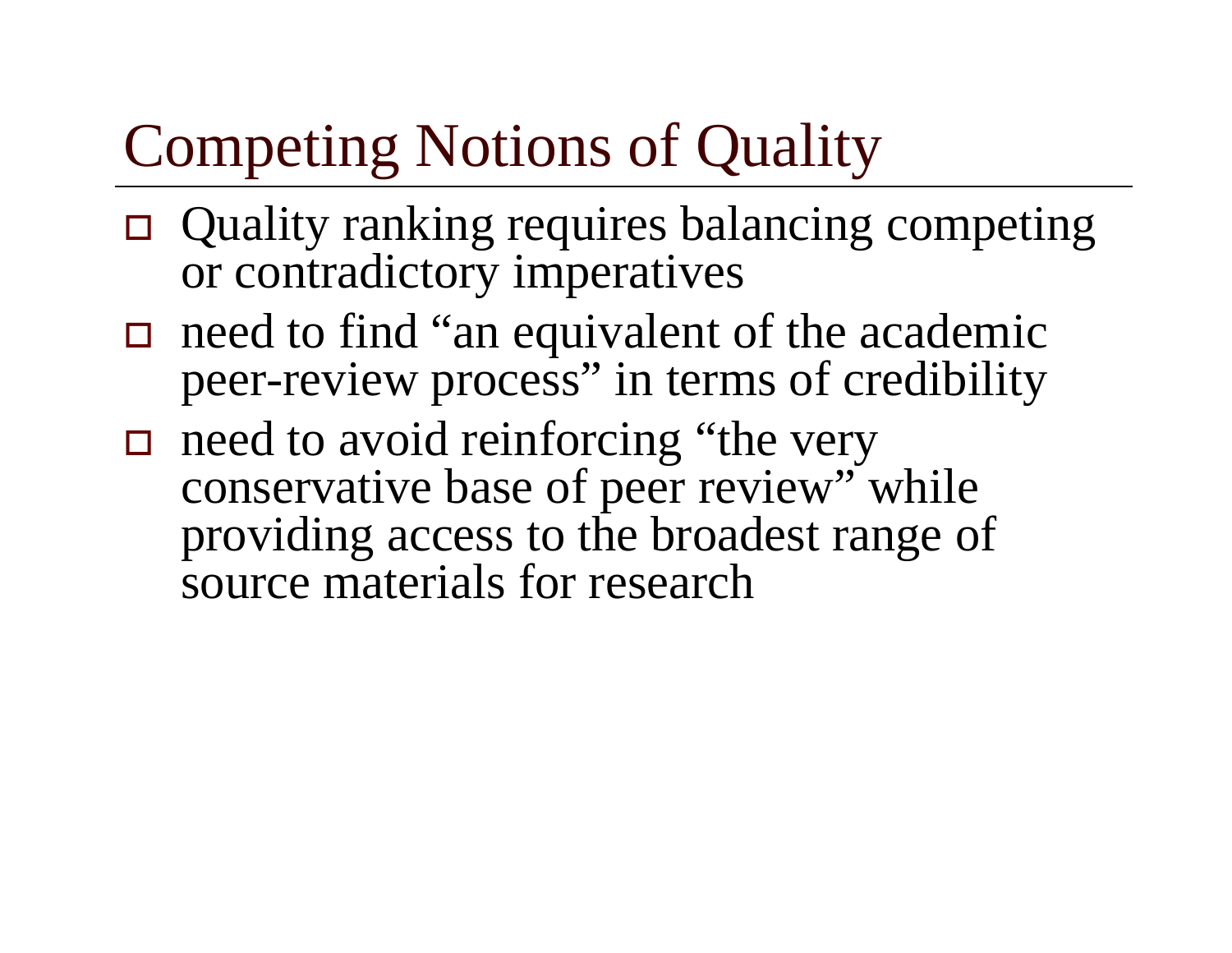# Competing Notions of Quality

- Quality ranking requires balancing competing or contradictory imperatives
- need to find “an equivalent of the academic peer-review process” in terms of credibility
- need to avoid reinforcing “the very conservative base of peer review” while providing access to the broadest range of source materials for research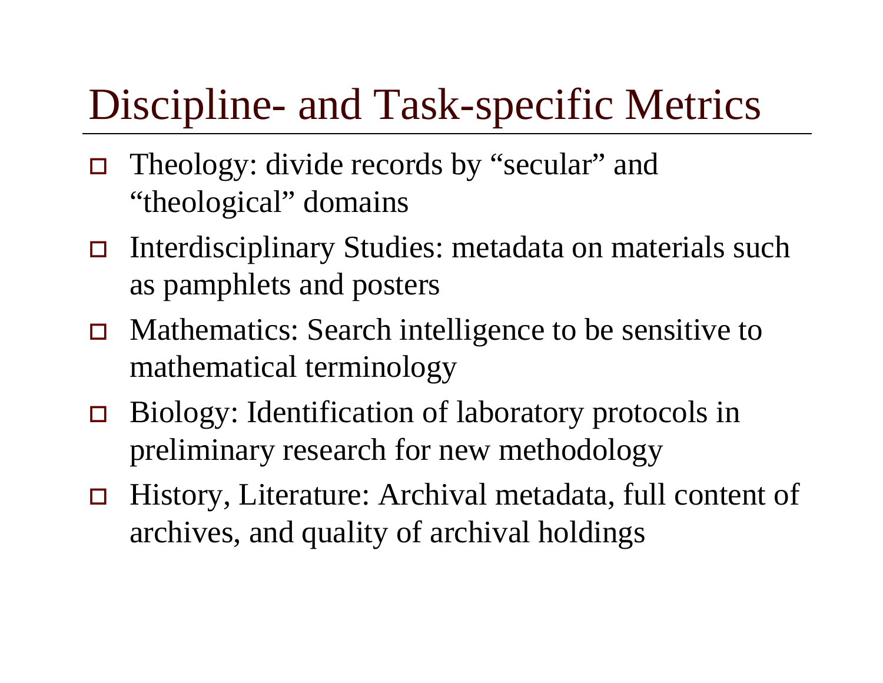# Discipline- and Task-specific Metrics

- Theology: divide records by “secular” and “theological” domains
- Interdisciplinary Studies: metadata on materials such as pamphlets and posters
- Mathematics: Search intelligence to be sensitive to mathematical terminology
- Biology: Identification of laboratory protocols in preliminary research for new methodology
- History, Literature: Archival metadata, full content of archives, and quality of archival holdings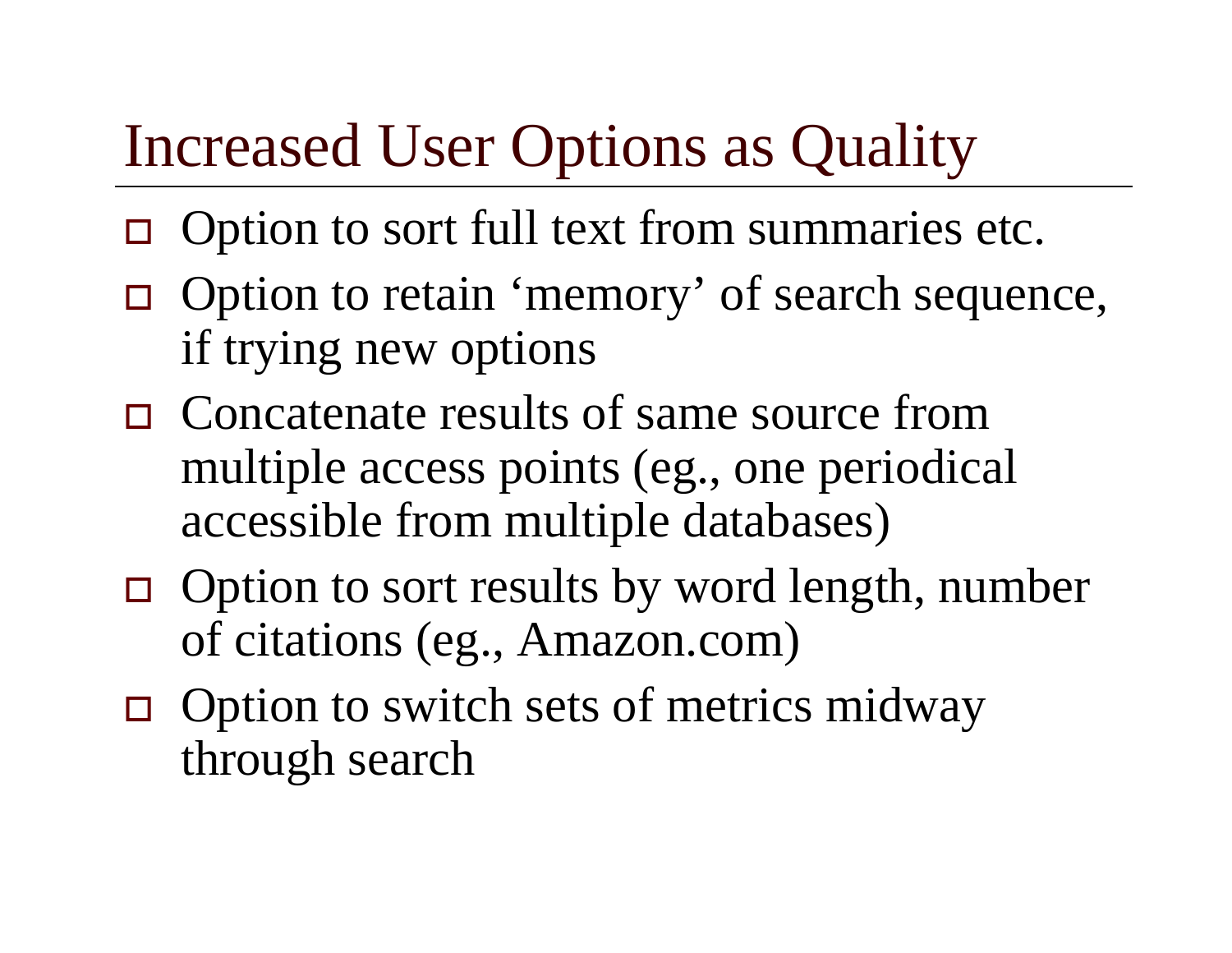# Increased User Options as Quality

- Option to sort full text from summaries etc.
- Option to retain ‘memory’ of search sequence, if trying new options
- Concatenate results of same source from multiple access points (eg., one periodical accessible from multiple databases)
- Option to sort results by word length, number of citations (eg., Amazon.com)
- Option to switch sets of metrics midway through search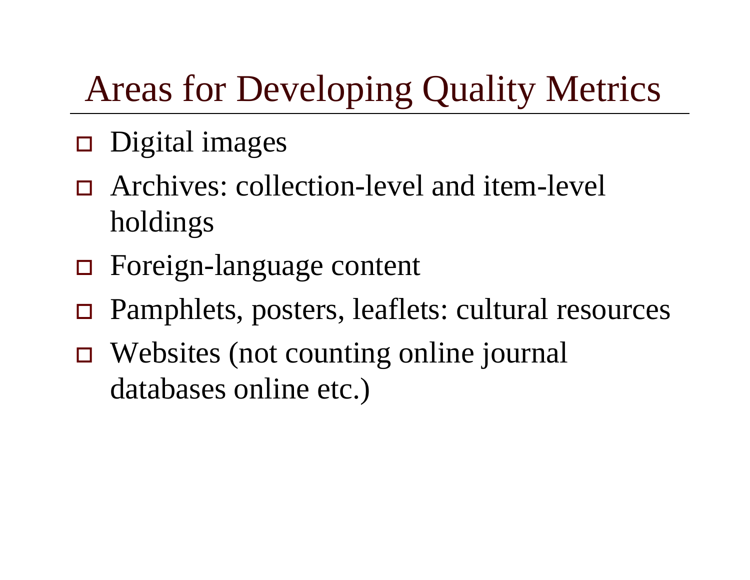# Areas for Developing Quality Metrics

- Digital images
- Archives: collection-level and item-level holdings
- Foreign-language content
- Pamphlets, posters, leaflets: cultural resources
- Websites (not counting online journal databases online etc.)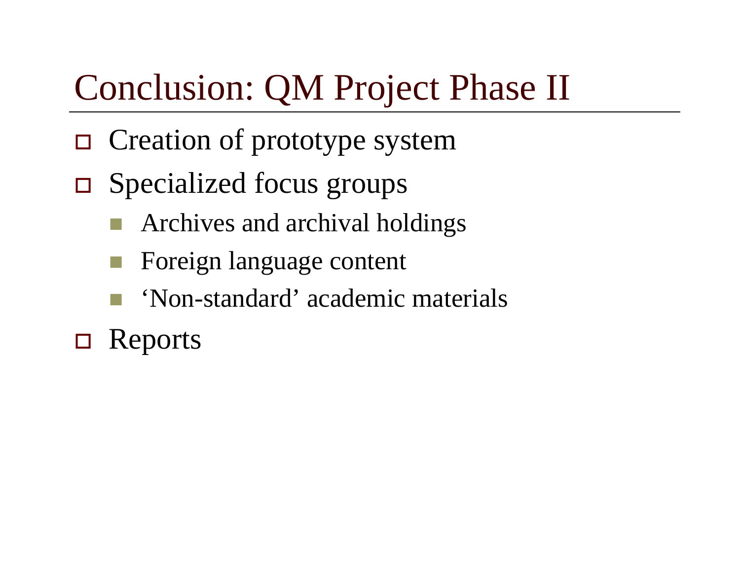# Conclusion: QM Project Phase II

- Creation of prototype system
- Specialized focus groups
  - Archives and archival holdings
  - Foreign language content
  - ‘Non-standard’ academic materials
- Reports